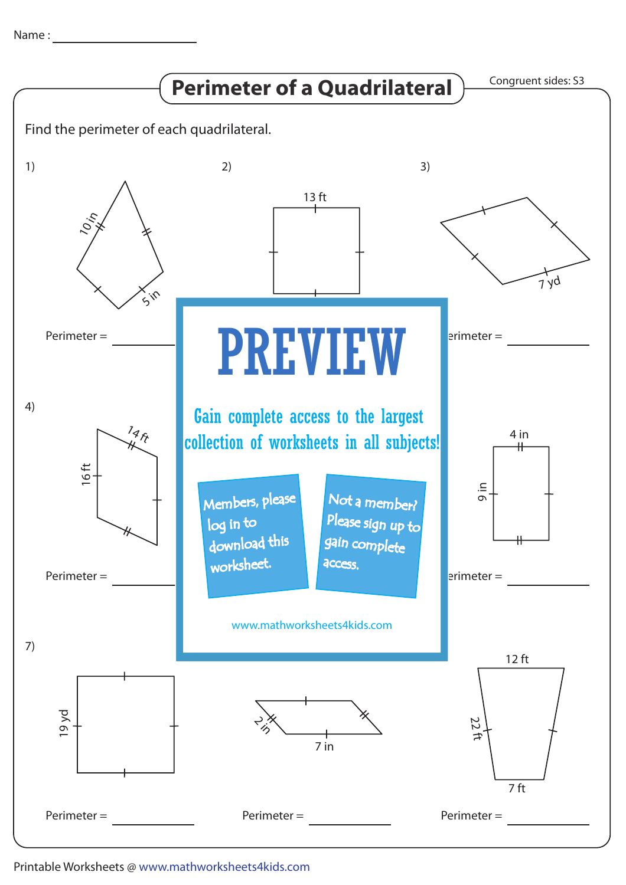Name : ____________________

# Perimeter of a Quadrilateral

Congruent sides: S3

Find the perimeter of each quadrilateral.

1)

10 in

5 in

Perimeter = ________

2)

13 ft

3)

7 yd

Perimeter = ________

4)

14 ft

16 ft

Perimeter = ________

4 in

9 in

Perimeter = ________

**PREVIEW**

Gain complete access to the largest collection of worksheets in all subjects!

Members, please log in to download this worksheet.

Not a member? Please sign up to gain complete access.

www.mathworksheets4kids.com

7)

19 yd

Perimeter = ________

2 in

7 in

Perimeter = ________

12 ft

22 ft

7 ft

Perimeter = ________

Printable Worksheets @ www.mathworksheets4kids.com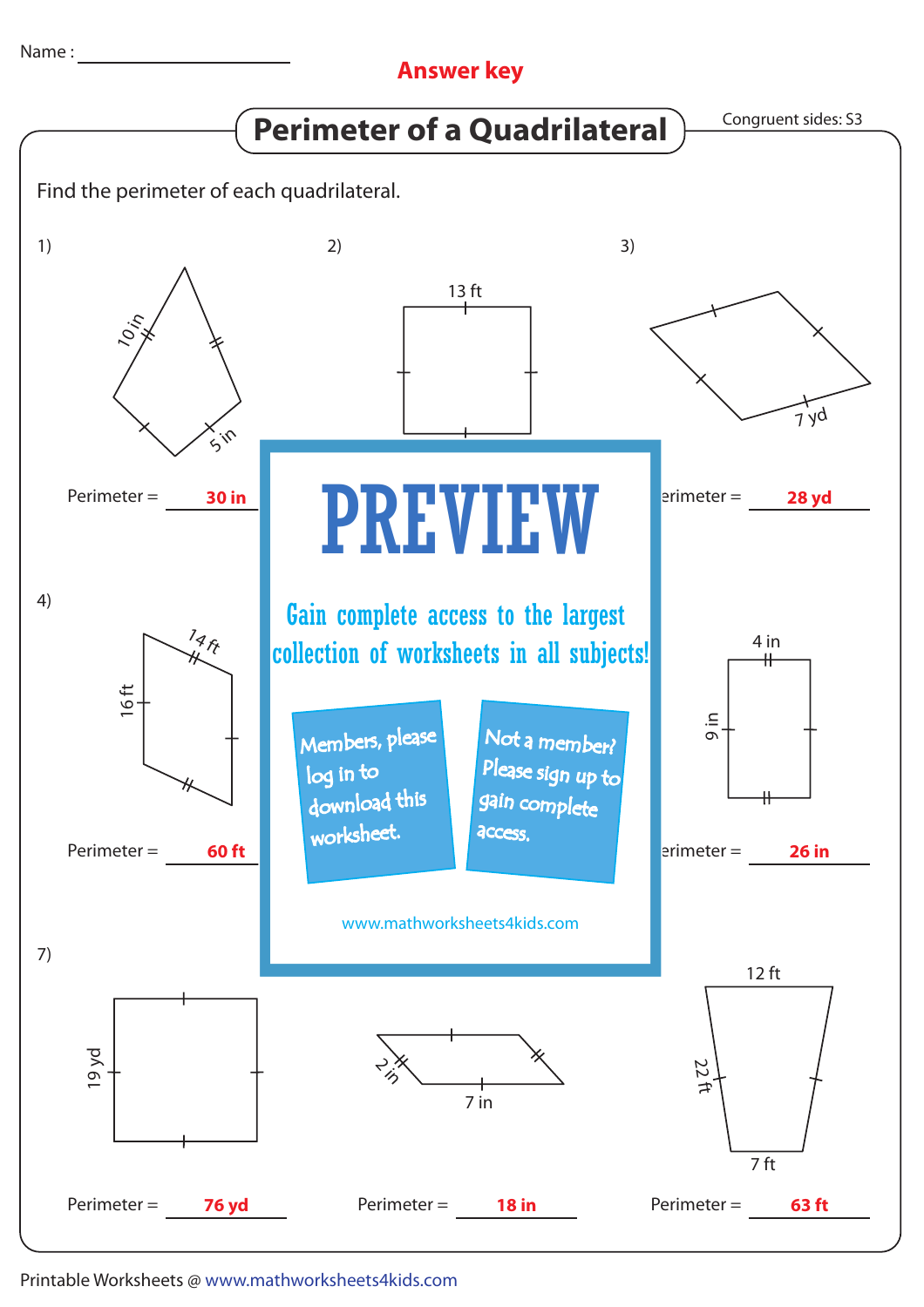Name : ____________________

**Answer key**

# Perimeter of a Quadrilateral

Congruent sides: S3

Find the perimeter of each quadrilateral.

1)

10 in

5 in

Perimeter = **30 in**

2)

13 ft

3)

7 yd

Perimeter = **28 yd**

4)

14 ft

16 ft

Perimeter = **60 ft**

4 in

9 in

Perimeter = **26 in**

# PREVIEW

Gain complete access to the largest collection of worksheets in all subjects!

Members, please log in to download this worksheet.

Not a member? Please sign up to gain complete access.

www.mathworksheets4kids.com

7)

19 yd

Perimeter = **76 yd**

2 in

7 in

Perimeter = **18 in**

12 ft

22 ft

7 ft

Perimeter = **63 ft**

Printable Worksheets @ www.mathworksheets4kids.com